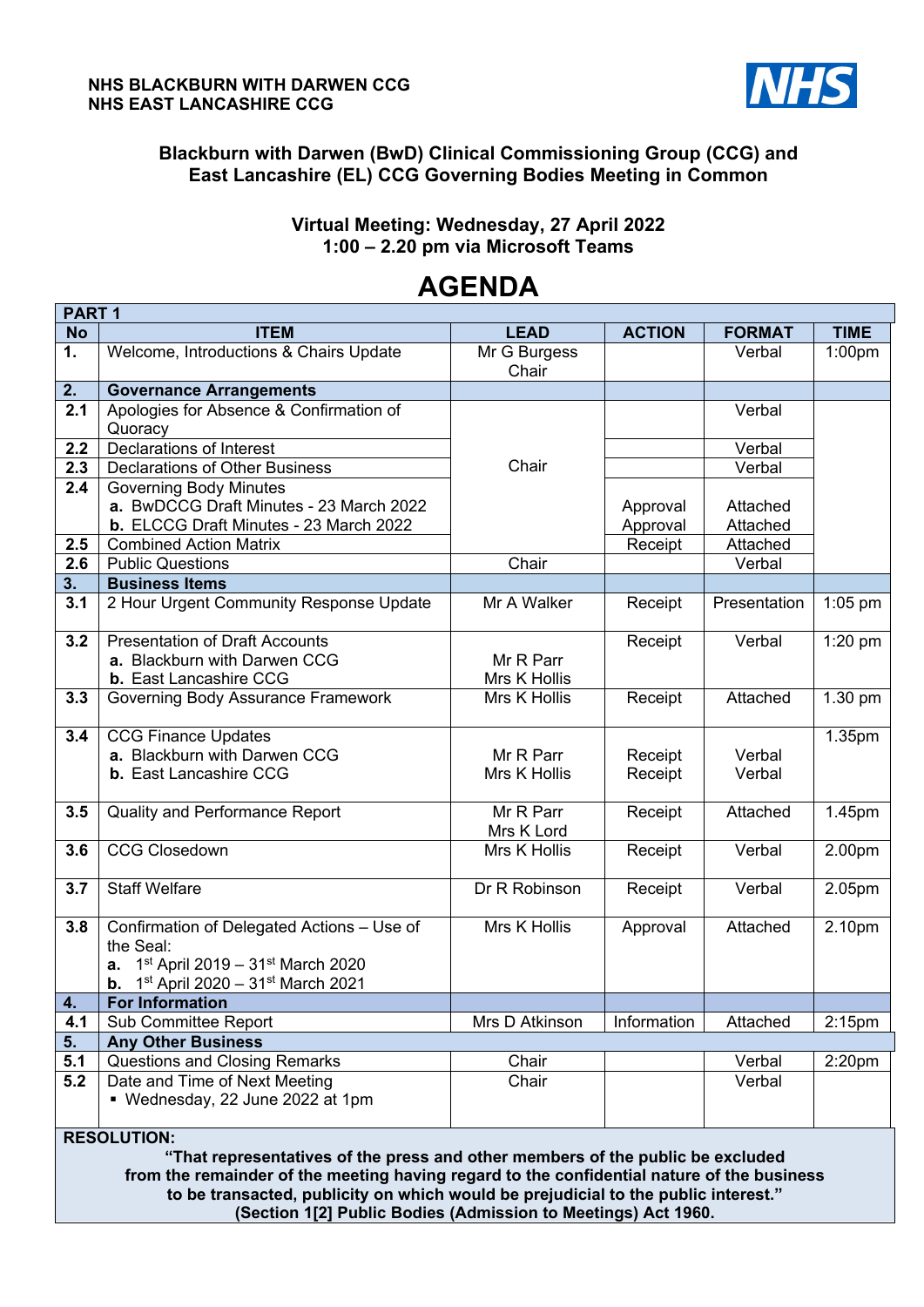**NHS BLACKBURN WITH DARWEN CCG**
**NHS EAST LANCASHIRE CCG**

NHS

## Blackburn with Darwen (BwD) Clinical Commissioning Group (CCG) and East Lancashire (EL) CCG Governing Bodies Meeting in Common

### Virtual Meeting: Wednesday, 27 April 2022
### 1:00 – 2.20 pm via Microsoft Teams

# AGENDA

| PART 1 | | | | | |
|---|---|---|---|---|---|
| **No** | **ITEM** | **LEAD** | **ACTION** | **FORMAT** | **TIME** |
| **1.** | Welcome, Introductions & Chairs Update | Mr G Burgess Chair | | Verbal | 1:00pm |
| **2.** | **Governance Arrangements** | | | | |
| **2.1** | Apologies for Absence & Confirmation of Quoracy | Chair | | Verbal | |
| **2.2** | Declarations of Interest | | | Verbal | |
| **2.3** | Declarations of Other Business | | | Verbal | |
| **2.4** | Governing Body Minutes<br>**a.** BwDCCG Draft Minutes - 23 March 2022<br>**b.** ELCCG Draft Minutes - 23 March 2022 | | Approval<br>Approval | Attached<br>Attached | |
| **2.5** | Combined Action Matrix | | Receipt | Attached | |
| **2.6** | Public Questions | Chair | | Verbal | |
| **3.** | **Business Items** | | | | |
| **3.1** | 2 Hour Urgent Community Response Update | Mr A Walker | Receipt | Presentation | 1:05 pm |
| **3.2** | Presentation of Draft Accounts<br>**a.** Blackburn with Darwen CCG<br>**b.** East Lancashire CCG | Mr R Parr<br>Mrs K Hollis | Receipt | Verbal | 1:20 pm |
| **3.3** | Governing Body Assurance Framework | Mrs K Hollis | Receipt | Attached | 1.30 pm |
| **3.4** | CCG Finance Updates<br>**a.** Blackburn with Darwen CCG<br>**b.** East Lancashire CCG | Mr R Parr<br>Mrs K Hollis | Receipt<br>Receipt | Verbal<br>Verbal | 1.35pm |
| **3.5** | Quality and Performance Report | Mr R Parr<br>Mrs K Lord | Receipt | Attached | 1.45pm |
| **3.6** | CCG Closedown | Mrs K Hollis | Receipt | Verbal | 2.00pm |
| **3.7** | Staff Welfare | Dr R Robinson | Receipt | Verbal | 2.05pm |
| **3.8** | Confirmation of Delegated Actions – Use of the Seal:<br>**a.** 1st April 2019 – 31st March 2020<br>**b.** 1st April 2020 – 31st March 2021 | Mrs K Hollis | Approval | Attached | 2.10pm |
| **4.** | **For Information** | | | | |
| **4.1** | Sub Committee Report | Mrs D Atkinson | Information | Attached | 2:15pm |
| **5.** | **Any Other Business** | | | | |
| **5.1** | Questions and Closing Remarks | Chair | | Verbal | 2:20pm |
| **5.2** | Date and Time of Next Meeting<br>▪ Wednesday, 22 June 2022 at 1pm | Chair | | Verbal | |

**RESOLUTION:**

**"That representatives of the press and other members of the public be excluded from the remainder of the meeting having regard to the confidential nature of the business to be transacted, publicity on which would be prejudicial to the public interest."**
**(Section 1[2] Public Bodies (Admission to Meetings) Act 1960.**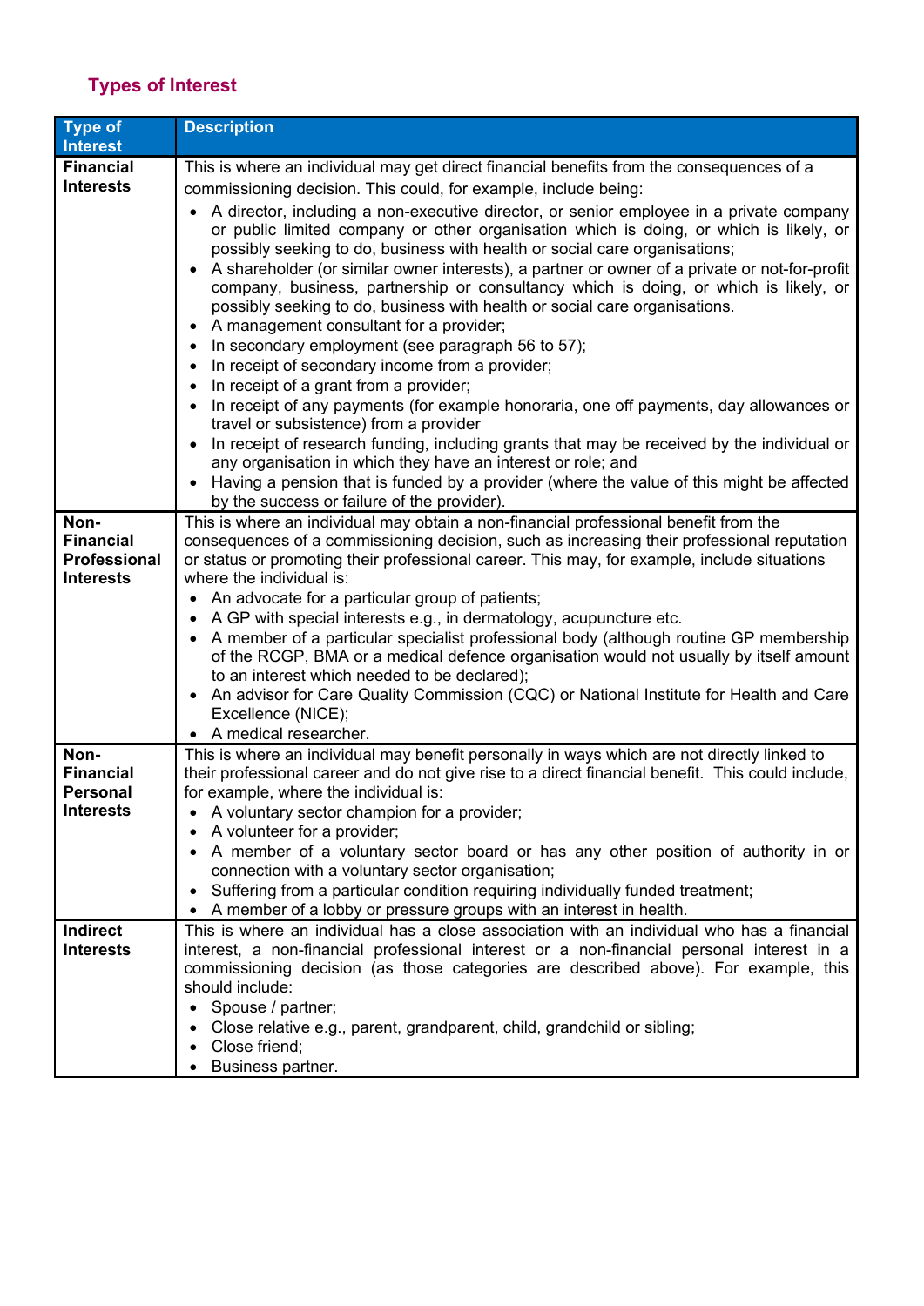## Types of Interest

| Type of Interest | Description |
|---|---|
| **Financial Interests** | This is where an individual may get direct financial benefits from the consequences of a commissioning decision. This could, for example, include being:<br>• A director, including a non-executive director, or senior employee in a private company or public limited company or other organisation which is doing, or which is likely, or possibly seeking to do, business with health or social care organisations;<br>• A shareholder (or similar owner interests), a partner or owner of a private or not-for-profit company, business, partnership or consultancy which is doing, or which is likely, or possibly seeking to do, business with health or social care organisations.<br>• A management consultant for a provider;<br>• In secondary employment (see paragraph 56 to 57);<br>• In receipt of secondary income from a provider;<br>• In receipt of a grant from a provider;<br>• In receipt of any payments (for example honoraria, one off payments, day allowances or travel or subsistence) from a provider<br>• In receipt of research funding, including grants that may be received by the individual or any organisation in which they have an interest or role; and<br>• Having a pension that is funded by a provider (where the value of this might be affected by the success or failure of the provider). |
| **Non-Financial Professional Interests** | This is where an individual may obtain a non-financial professional benefit from the consequences of a commissioning decision, such as increasing their professional reputation or status or promoting their professional career. This may, for example, include situations where the individual is:<br>• An advocate for a particular group of patients;<br>• A GP with special interests e.g., in dermatology, acupuncture etc.<br>• A member of a particular specialist professional body (although routine GP membership of the RCGP, BMA or a medical defence organisation would not usually by itself amount to an interest which needed to be declared);<br>• An advisor for Care Quality Commission (CQC) or National Institute for Health and Care Excellence (NICE);<br>• A medical researcher. |
| **Non-Financial Personal Interests** | This is where an individual may benefit personally in ways which are not directly linked to their professional career and do not give rise to a direct financial benefit. This could include, for example, where the individual is:<br>• A voluntary sector champion for a provider;<br>• A volunteer for a provider;<br>• A member of a voluntary sector board or has any other position of authority in or connection with a voluntary sector organisation;<br>• Suffering from a particular condition requiring individually funded treatment;<br>• A member of a lobby or pressure groups with an interest in health. |
| **Indirect Interests** | This is where an individual has a close association with an individual who has a financial interest, a non-financial professional interest or a non-financial personal interest in a commissioning decision (as those categories are described above). For example, this should include:<br>• Spouse / partner;<br>• Close relative e.g., parent, grandparent, child, grandchild or sibling;<br>• Close friend;<br>• Business partner. |